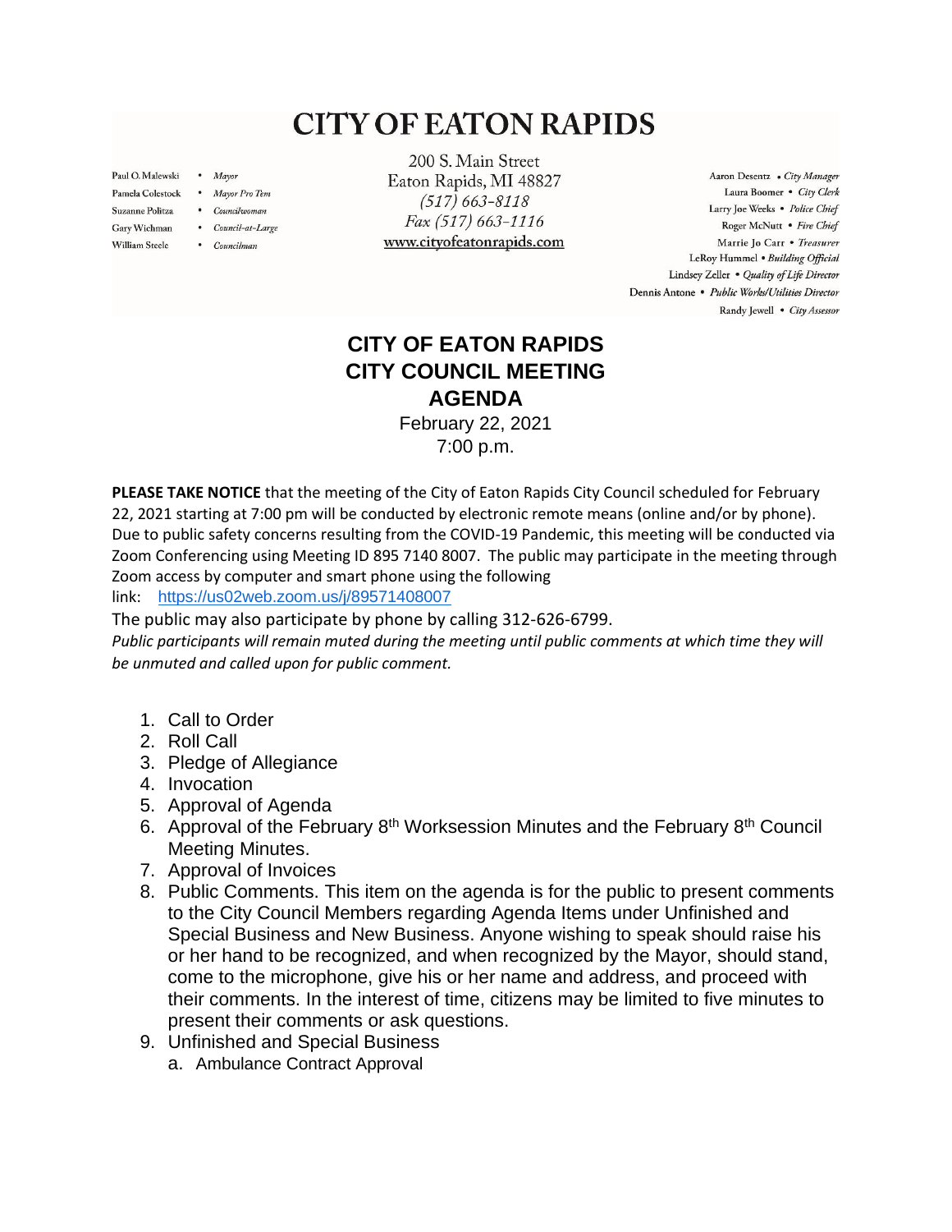# CITY OF EATON RAPIDS

Paul O. Malewski • *Mayor*
Pamela Colestock • *Mayor Pro Tem*
Suzanne Politza • *Councilwoman*
Gary Wichman • *Council-at-Large*
William Steele • *Councilman*

200 S. Main Street
Eaton Rapids, MI 48827
*(517) 663-8118*
*Fax (517) 663-1116*
www.cityofeatonrapids.com

Aaron Desentz • *City Manager*
Laura Boomer • *City Clerk*
Larry Joe Weeks • *Police Chief*
Roger McNutt • *Fire Chief*
Marrie Jo Carr • *Treasurer*
LeRoy Hummel • *Building Official*
Lindsey Zeller • *Quality of Life Director*
Dennis Antone • *Public Works/Utilities Director*
Randy Jewell • *City Assessor*

## CITY OF EATON RAPIDS
## CITY COUNCIL MEETING
## AGENDA

February 22, 2021
7:00 p.m.

**PLEASE TAKE NOTICE** that the meeting of the City of Eaton Rapids City Council scheduled for February 22, 2021 starting at 7:00 pm will be conducted by electronic remote means (online and/or by phone). Due to public safety concerns resulting from the COVID-19 Pandemic, this meeting will be conducted via Zoom Conferencing using Meeting ID 895 7140 8007. The public may participate in the meeting through Zoom access by computer and smart phone using the following link: https://us02web.zoom.us/j/89571408007

The public may also participate by phone by calling 312-626-6799.

*Public participants will remain muted during the meeting until public comments at which time they will be unmuted and called upon for public comment.*

1. Call to Order
2. Roll Call
3. Pledge of Allegiance
4. Invocation
5. Approval of Agenda
6. Approval of the February 8th Worksession Minutes and the February 8th Council Meeting Minutes.
7. Approval of Invoices
8. Public Comments. This item on the agenda is for the public to present comments to the City Council Members regarding Agenda Items under Unfinished and Special Business and New Business. Anyone wishing to speak should raise his or her hand to be recognized, and when recognized by the Mayor, should stand, come to the microphone, give his or her name and address, and proceed with their comments. In the interest of time, citizens may be limited to five minutes to present their comments or ask questions.
9. Unfinished and Special Business
   a. Ambulance Contract Approval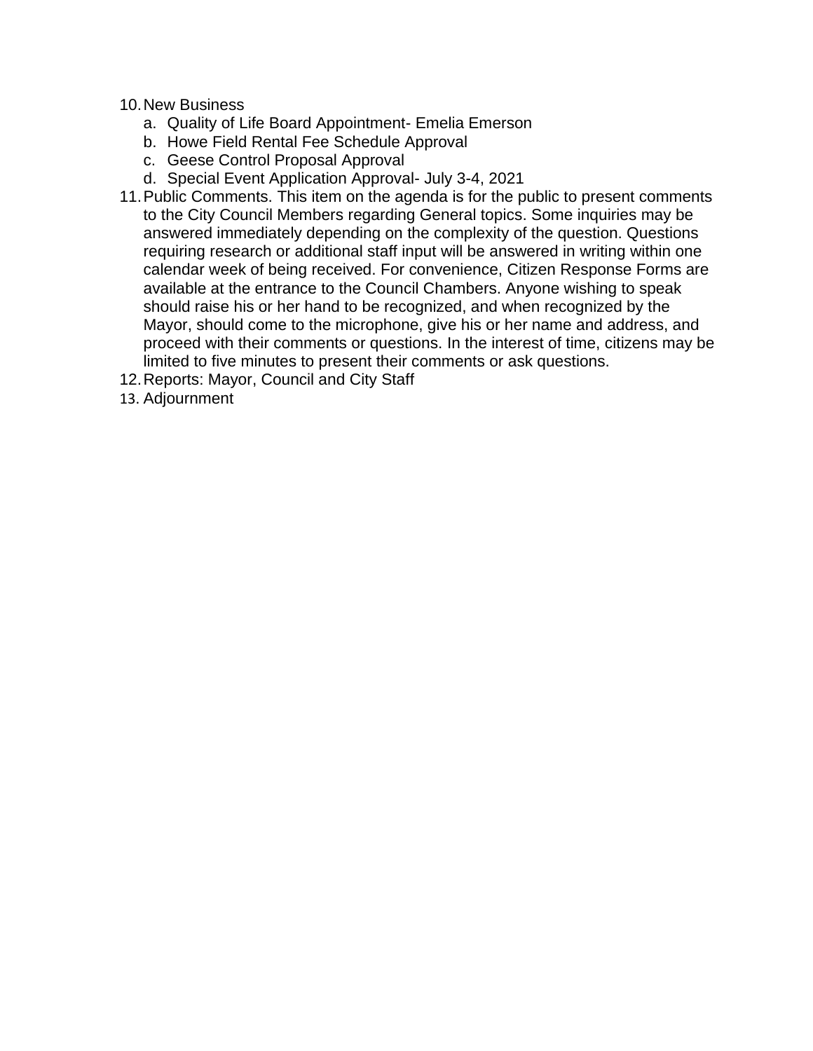10. New Business
    a. Quality of Life Board Appointment- Emelia Emerson
    b. Howe Field Rental Fee Schedule Approval
    c. Geese Control Proposal Approval
    d. Special Event Application Approval- July 3-4, 2021
11. Public Comments. This item on the agenda is for the public to present comments to the City Council Members regarding General topics. Some inquiries may be answered immediately depending on the complexity of the question. Questions requiring research or additional staff input will be answered in writing within one calendar week of being received. For convenience, Citizen Response Forms are available at the entrance to the Council Chambers. Anyone wishing to speak should raise his or her hand to be recognized, and when recognized by the Mayor, should come to the microphone, give his or her name and address, and proceed with their comments or questions. In the interest of time, citizens may be limited to five minutes to present their comments or ask questions.
12. Reports: Mayor, Council and City Staff
13. Adjournment